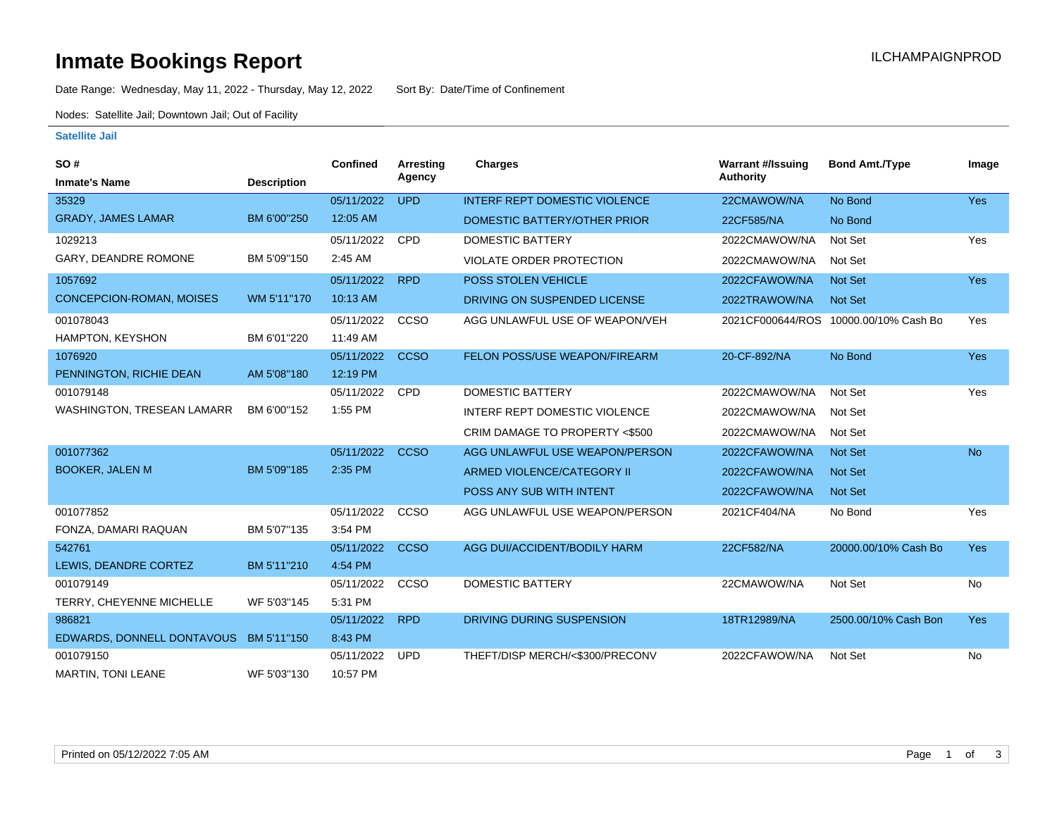# Inmate Bookings Report

ILCHAMPAIGNPROD

Date Range: Wednesday, May 11, 2022 - Thursday, May 12, 2022 Sort By: Date/Time of Confinement

Nodes: Satellite Jail; Downtown Jail; Out of Facility

## Satellite Jail

| SO # / Inmate's Name | Description | Confined | Arresting Agency | Charges | Warrant #/Issuing Authority | Bond Amt./Type | Image |
|---|---|---|---|---|---|---|---|
| 35329 | | 05/11/2022 | UPD | INTERF REPT DOMESTIC VIOLENCE | 22CMAWOW/NA | No Bond | Yes |
| GRADY, JAMES LAMAR | BM 6'00"250 | 12:05 AM | | DOMESTIC BATTERY/OTHER PRIOR | 22CF585/NA | No Bond | |
| 1029213 | | 05/11/2022 | CPD | DOMESTIC BATTERY | 2022CMAWOW/NA | Not Set | Yes |
| GARY, DEANDRE ROMONE | BM 5'09"150 | 2:45 AM | | VIOLATE ORDER PROTECTION | 2022CMAWOW/NA | Not Set | |
| 1057692 | | 05/11/2022 | RPD | POSS STOLEN VEHICLE | 2022CFAWOW/NA | Not Set | Yes |
| CONCEPCION-ROMAN, MOISES | WM 5'11"170 | 10:13 AM | | DRIVING ON SUSPENDED LICENSE | 2022TRAWOW/NA | Not Set | |
| 001078043 | | 05/11/2022 | CCSO | AGG UNLAWFUL USE OF WEAPON/VEH | 2021CF000644/ROS | 10000.00/10% Cash Bo | Yes |
| HAMPTON, KEYSHON | BM 6'01"220 | 11:49 AM | | | | | |
| 1076920 | | 05/11/2022 | CCSO | FELON POSS/USE WEAPON/FIREARM | 20-CF-892/NA | No Bond | Yes |
| PENNINGTON, RICHIE DEAN | AM 5'08"180 | 12:19 PM | | | | | |
| 001079148 | | 05/11/2022 | CPD | DOMESTIC BATTERY | 2022CMAWOW/NA | Not Set | Yes |
| WASHINGTON, TRESEAN LAMARR | BM 6'00"152 | 1:55 PM | | INTERF REPT DOMESTIC VIOLENCE | 2022CMAWOW/NA | Not Set | |
| | | | | CRIM DAMAGE TO PROPERTY <$500 | 2022CMAWOW/NA | Not Set | |
| 001077362 | | 05/11/2022 | CCSO | AGG UNLAWFUL USE WEAPON/PERSON | 2022CFAWOW/NA | Not Set | No |
| BOOKER, JALEN M | BM 5'09"185 | 2:35 PM | | ARMED VIOLENCE/CATEGORY II | 2022CFAWOW/NA | Not Set | |
| | | | | POSS ANY SUB WITH INTENT | 2022CFAWOW/NA | Not Set | |
| 001077852 | | 05/11/2022 | CCSO | AGG UNLAWFUL USE WEAPON/PERSON | 2021CF404/NA | No Bond | Yes |
| FONZA, DAMARI RAQUAN | BM 5'07"135 | 3:54 PM | | | | | |
| 542761 | | 05/11/2022 | CCSO | AGG DUI/ACCIDENT/BODILY HARM | 22CF582/NA | 20000.00/10% Cash Bo | Yes |
| LEWIS, DEANDRE CORTEZ | BM 5'11"210 | 4:54 PM | | | | | |
| 001079149 | | 05/11/2022 | CCSO | DOMESTIC BATTERY | 22CMAWOW/NA | Not Set | No |
| TERRY, CHEYENNE MICHELLE | WF 5'03"145 | 5:31 PM | | | | | |
| 986821 | | 05/11/2022 | RPD | DRIVING DURING SUSPENSION | 18TR12989/NA | 2500.00/10% Cash Bon | Yes |
| EDWARDS, DONNELL DONTAVOUS | BM 5'11"150 | 8:43 PM | | | | | |
| 001079150 | | 05/11/2022 | UPD | THEFT/DISP MERCH/<$300/PRECONV | 2022CFAWOW/NA | Not Set | No |
| MARTIN, TONI LEANE | WF 5'03"130 | 10:57 PM | | | | | |

Printed on 05/12/2022 7:05 AM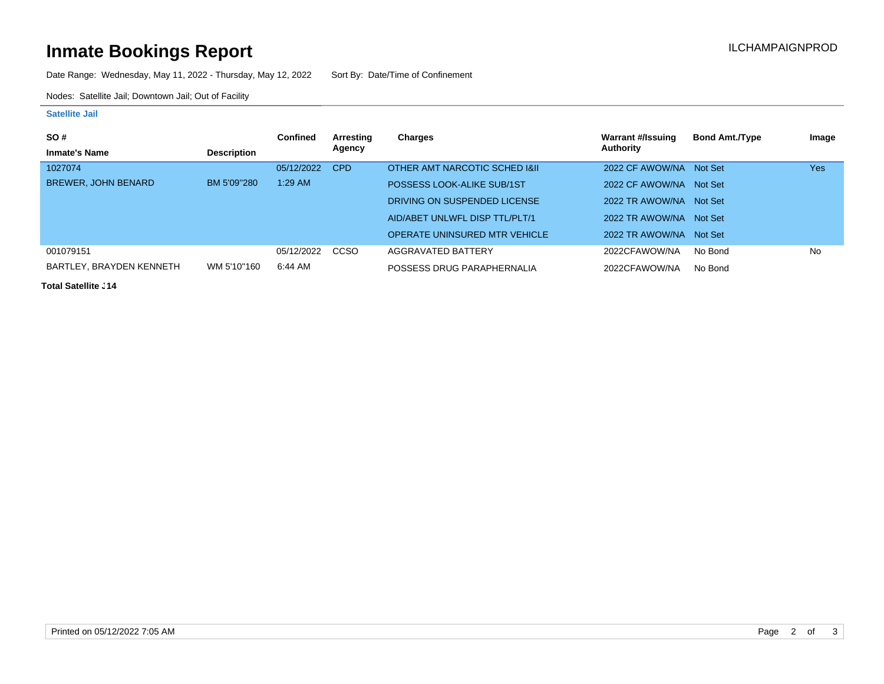# Inmate Bookings Report

ILCHAMPAIGNPROD

Date Range: Wednesday, May 11, 2022 - Thursday, May 12, 2022 Sort By: Date/Time of Confinement

Nodes: Satellite Jail; Downtown Jail; Out of Facility

**Satellite Jail**

| SO # / Inmate's Name | Description | Confined | Arresting Agency | Charges | Warrant #/Issuing Authority | Bond Amt./Type | Image |
|---|---|---|---|---|---|---|---|
| 1027074 | | 05/12/2022 | CPD | OTHER AMT NARCOTIC SCHED I&II | 2022 CF AWOW/NA | Not Set | Yes |
| BREWER, JOHN BENARD | BM 5'09"280 | 1:29 AM | | POSSESS LOOK-ALIKE SUB/1ST | 2022 CF AWOW/NA | Not Set | |
| | | | | DRIVING ON SUSPENDED LICENSE | 2022 TR AWOW/NA | Not Set | |
| | | | | AID/ABET UNLWFL DISP TTL/PLT/1 | 2022 TR AWOW/NA | Not Set | |
| | | | | OPERATE UNINSURED MTR VEHICLE | 2022 TR AWOW/NA | Not Set | |
| 001079151 | | 05/12/2022 | CCSO | AGGRAVATED BATTERY | 2022CFAWOW/NA | No Bond | No |
| BARTLEY, BRAYDEN KENNETH | WM 5'10"160 | 6:44 AM | | POSSESS DRUG PARAPHERNALIA | 2022CFAWOW/NA | No Bond | |

**Total Satellite J 14**

Printed on 05/12/2022 7:05 AM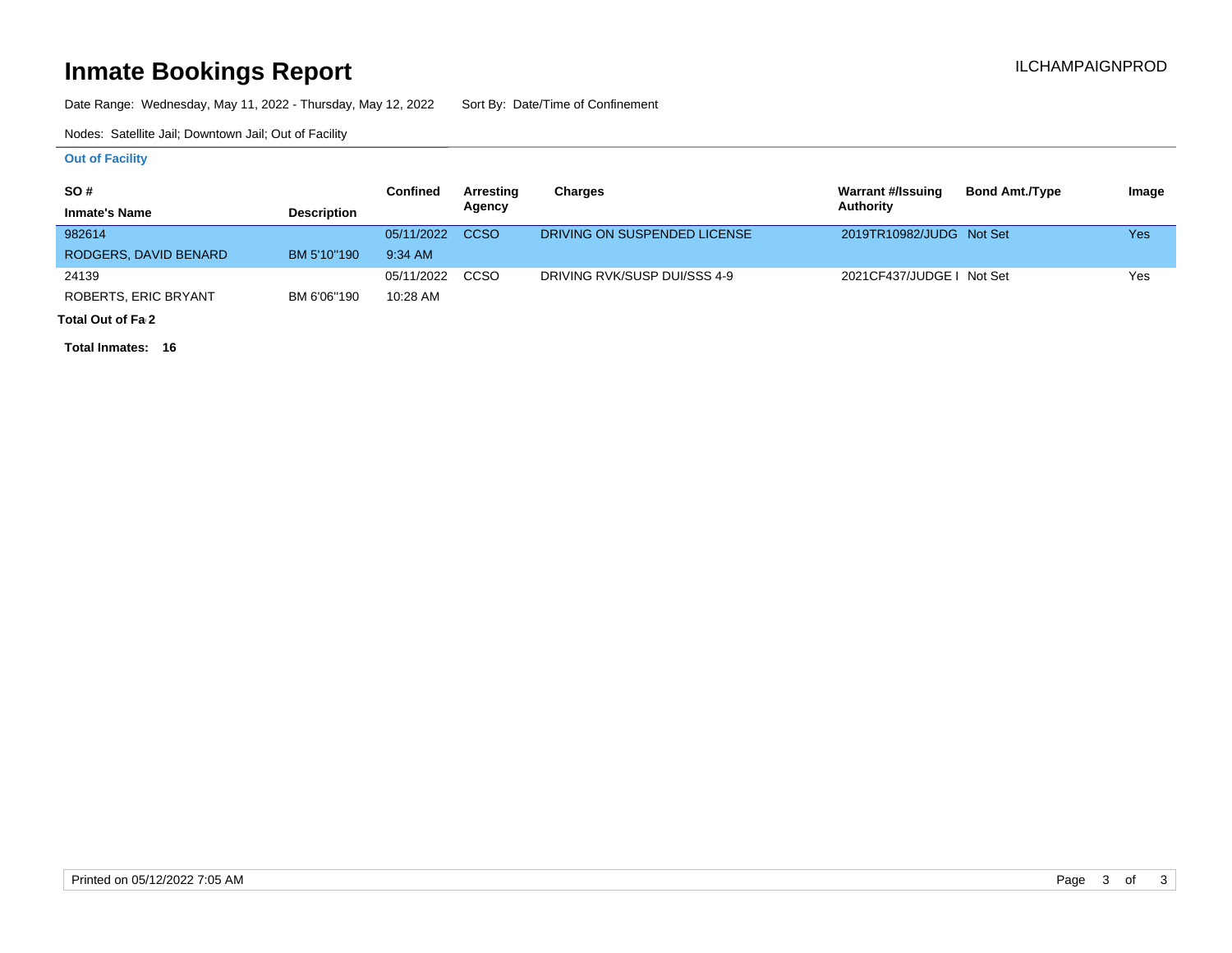# Inmate Bookings Report

ILCHAMPAIGNPROD

Date Range: Wednesday, May 11, 2022 - Thursday, May 12, 2022     Sort By: Date/Time of Confinement

Nodes: Satellite Jail; Downtown Jail; Out of Facility

### Out of Facility

| SO # / Inmate's Name | Description | Confined | Arresting Agency | Charges | Warrant #/Issuing Authority | Bond Amt./Type | Image |
|---|---|---|---|---|---|---|---|
| 982614<br>RODGERS, DAVID BENARD | BM 5'10"190 | 05/11/2022<br>9:34 AM | CCSO | DRIVING ON SUSPENDED LICENSE | 2019TR10982/JUDG | Not Set | Yes |
| 24139<br>ROBERTS, ERIC BRYANT | BM 6'06"190 | 05/11/2022<br>10:28 AM | CCSO | DRIVING RVK/SUSP DUI/SSS 4-9 | 2021CF437/JUDGE I | Not Set | Yes |

**Total Out of Fa 2**

**Total Inmates: 16**

Printed on 05/12/2022 7:05 AM